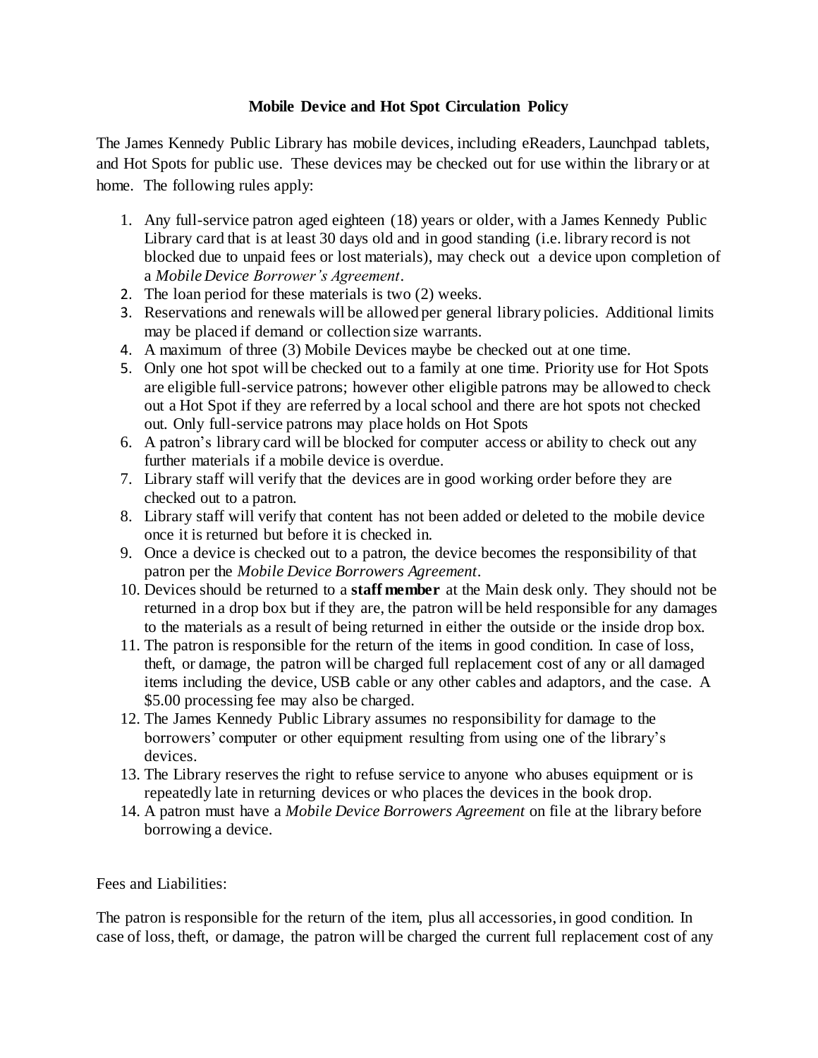# Mobile Device and Hot Spot Circulation Policy

The James Kennedy Public Library has mobile devices, including eReaders, Launchpad tablets, and Hot Spots for public use. These devices may be checked out for use within the library or at home. The following rules apply:

1. Any full-service patron aged eighteen (18) years or older, with a James Kennedy Public Library card that is at least 30 days old and in good standing (i.e. library record is not blocked due to unpaid fees or lost materials), may check out a device upon completion of a *Mobile Device Borrower's Agreement*.
2. The loan period for these materials is two (2) weeks.
3. Reservations and renewals will be allowed per general library policies. Additional limits may be placed if demand or collection size warrants.
4. A maximum of three (3) Mobile Devices maybe be checked out at one time.
5. Only one hot spot will be checked out to a family at one time. Priority use for Hot Spots are eligible full-service patrons; however other eligible patrons may be allowed to check out a Hot Spot if they are referred by a local school and there are hot spots not checked out. Only full-service patrons may place holds on Hot Spots
6. A patron's library card will be blocked for computer access or ability to check out any further materials if a mobile device is overdue.
7. Library staff will verify that the devices are in good working order before they are checked out to a patron.
8. Library staff will verify that content has not been added or deleted to the mobile device once it is returned but before it is checked in.
9. Once a device is checked out to a patron, the device becomes the responsibility of that patron per the *Mobile Device Borrowers Agreement*.
10. Devices should be returned to a **staff member** at the Main desk only. They should not be returned in a drop box but if they are, the patron will be held responsible for any damages to the materials as a result of being returned in either the outside or the inside drop box.
11. The patron is responsible for the return of the items in good condition. In case of loss, theft, or damage, the patron will be charged full replacement cost of any or all damaged items including the device, USB cable or any other cables and adaptors, and the case. A $5.00 processing fee may also be charged.
12. The James Kennedy Public Library assumes no responsibility for damage to the borrowers' computer or other equipment resulting from using one of the library's devices.
13. The Library reserves the right to refuse service to anyone who abuses equipment or is repeatedly late in returning devices or who places the devices in the book drop.
14. A patron must have a *Mobile Device Borrowers Agreement* on file at the library before borrowing a device.

Fees and Liabilities:

The patron is responsible for the return of the item, plus all accessories, in good condition. In case of loss, theft, or damage, the patron will be charged the current full replacement cost of any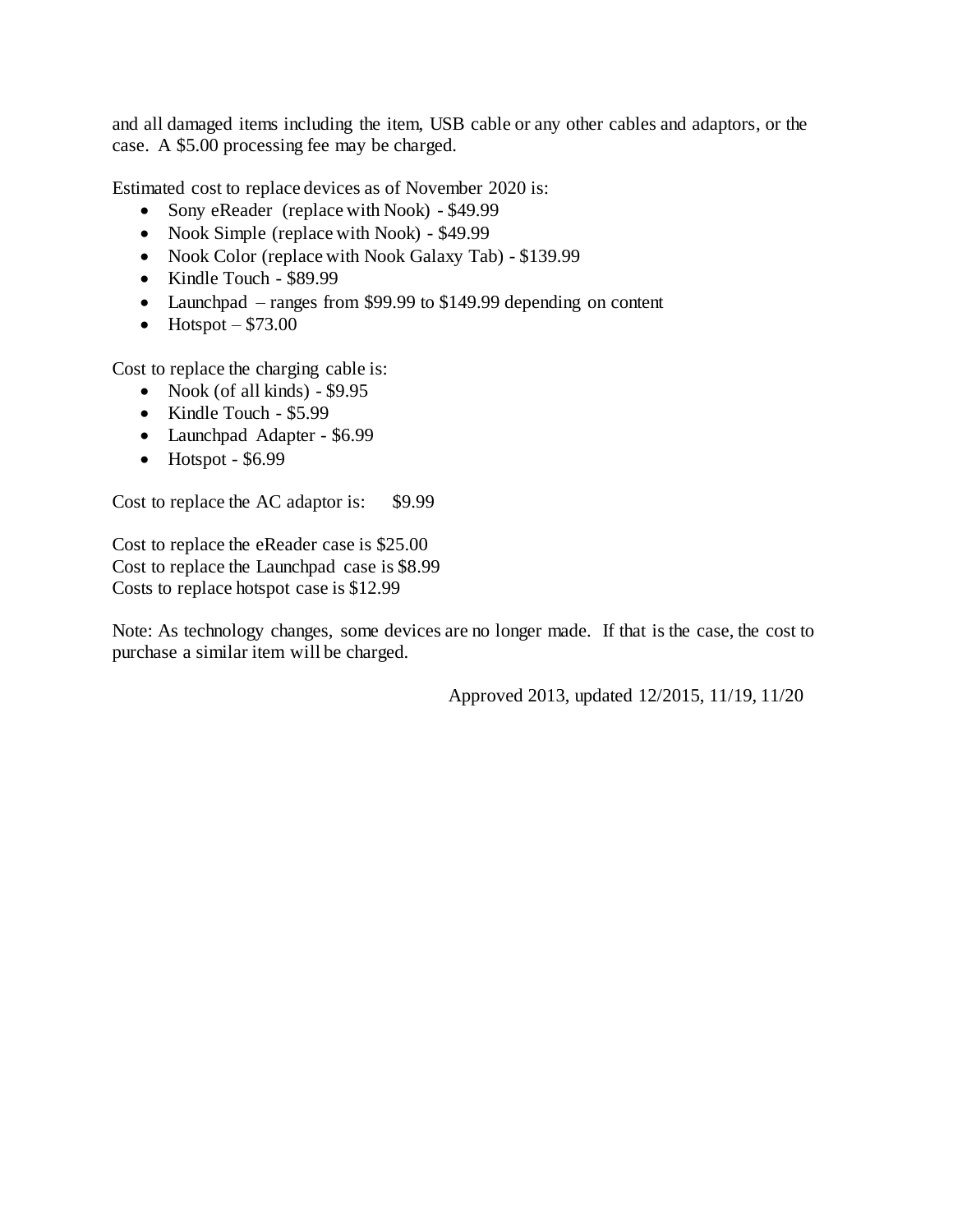and all damaged items including the item, USB cable or any other cables and adaptors, or the case. A $5.00 processing fee may be charged.

Estimated cost to replace devices as of November 2020 is:

- Sony eReader (replace with Nook) - $49.99
- Nook Simple (replace with Nook) - $49.99
- Nook Color (replace with Nook Galaxy Tab) - $139.99
- Kindle Touch - $89.99
- Launchpad – ranges from $99.99 to $149.99 depending on content
- Hotspot – $73.00

Cost to replace the charging cable is:

- Nook (of all kinds) - $9.95
- Kindle Touch - $5.99
- Launchpad Adapter - $6.99
- Hotspot - $6.99

Cost to replace the AC adaptor is: $9.99

Cost to replace the eReader case is $25.00
Cost to replace the Launchpad case is $8.99
Costs to replace hotspot case is $12.99

Note: As technology changes, some devices are no longer made. If that is the case, the cost to purchase a similar item will be charged.

Approved 2013, updated 12/2015, 11/19, 11/20